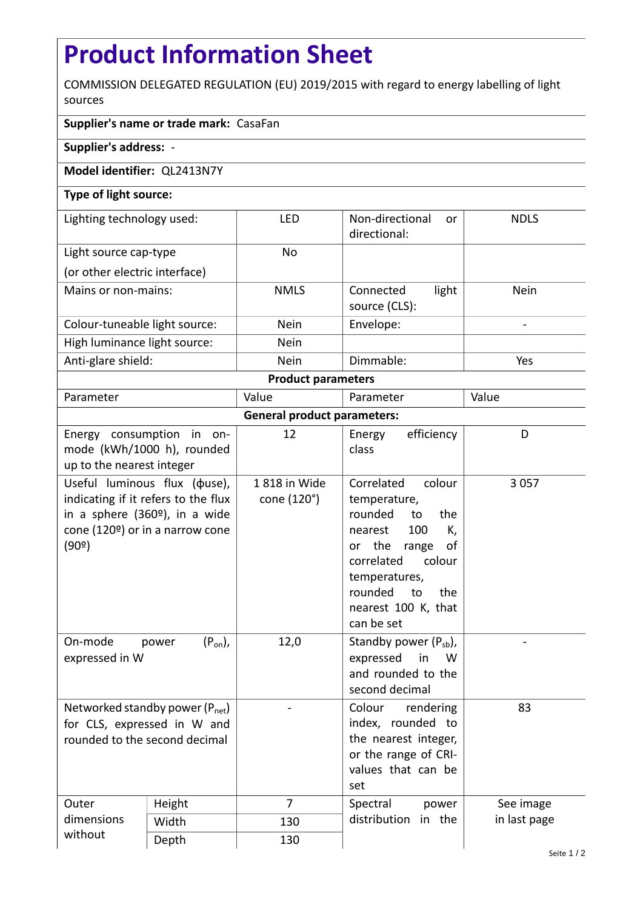# Product Information Sheet

COMMISSION DELEGATED REGULATION (EU) 2019/2015 with regard to energy labelling of light sources

**Supplier's name or trade mark:** CasaFan

**Supplier's address:** -

**Model identifier:** QL2413N7Y

**Type of light source:**

| Lighting technology used: | LED | Non-directional or directional: | NDLS |
|---|---|---|---|
| Light source cap-type (or other electric interface) | No | | |
| Mains or non-mains: | NMLS | Connected light source (CLS): | Nein |
| Colour-tuneable light source: | Nein | Envelope: | - |
| High luminance light source: | Nein | | |
| Anti-glare shield: | Nein | Dimmable: | Yes |

**Product parameters**

| Parameter | | Value | Parameter | Value |
|---|---|---|---|---|
| **General product parameters:** | | | | |
| Energy consumption in on-mode (kWh/1000 h), rounded up to the nearest integer | | 12 | Energy efficiency class | D |
| Useful luminous flux (ϕuse), indicating if it refers to the flux in a sphere (360º), in a wide cone (120º) or in a narrow cone (90º) | | 1 818 in Wide cone (120°) | Correlated colour temperature, rounded to the nearest 100 K, or the range of correlated colour temperatures, rounded to the nearest 100 K, that can be set | 3 057 |
| On-mode power ($P_{on}$), expressed in W | | 12,0 | Standby power ($P_{sb}$), expressed in W and rounded to the second decimal | - |
| Networked standby power ($P_{net}$) for CLS, expressed in W and rounded to the second decimal | | - | Colour rendering index, rounded to the nearest integer, or the range of CRI-values that can be set | 83 |
| Outer dimensions without | Height | 7 | Spectral power distribution in the | See image in last page |
| | Width | 130 | | |
| | Depth | 130 | | |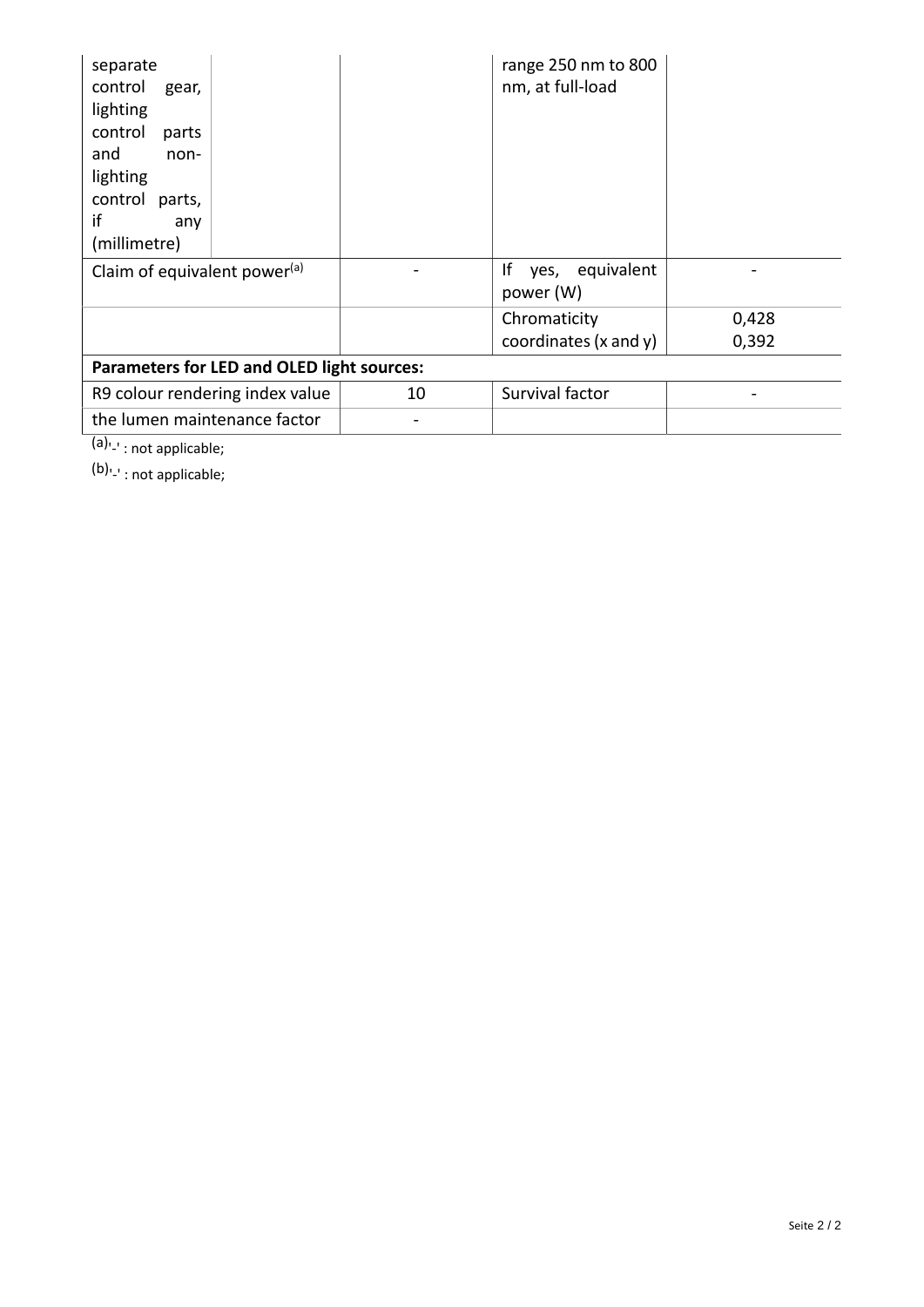| | | | | |
|---|---|---|---|---|
| separate control gear, lighting control parts and non-lighting control parts, if any (millimetre) | | | range 250 nm to 800 nm, at full-load | |
| Claim of equivalent power[(a)] | | - | If yes, equivalent power (W) | - |
| | | | Chromaticity coordinates (x and y) | 0,428<br>0,392 |
| **Parameters for LED and OLED light sources:** | | | | |
| R9 colour rendering index value | | 10 | Survival factor | - |
| the lumen maintenance factor | | - | | |

(a)'-' : not applicable;

(b)'-' : not applicable;